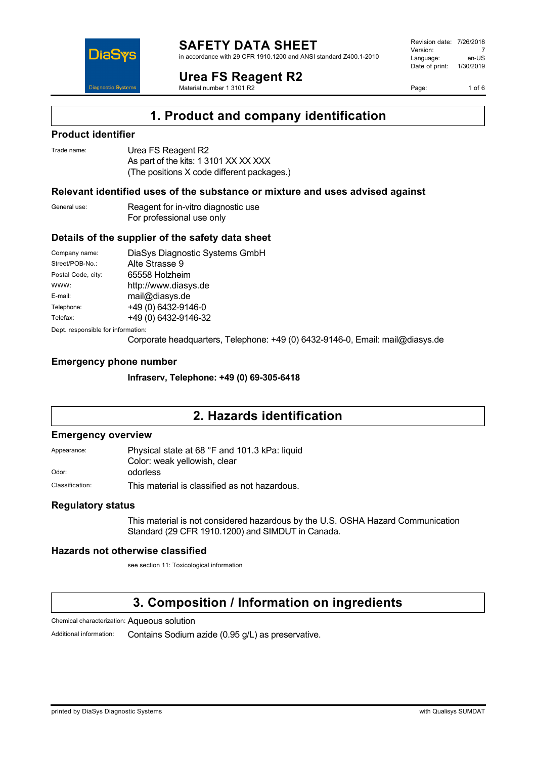# 1. Product and company identification

## Product identifier

| | |
|---|---|
| Trade name: | Urea FS Reagent R2<br>As part of the kits: 1 3101 XX XX XXX<br>(The positions X code different packages.) |

## Relevant identified uses of the substance or mixture and uses advised against

| | |
|---|---|
| General use: | Reagent for in-vitro diagnostic use<br>For professional use only |

## Details of the supplier of the safety data sheet

| | |
|---|---|
| Company name: | DiaSys Diagnostic Systems GmbH |
| Street/POB-No.: | Alte Strasse 9 |
| Postal Code, city: | 65558 Holzheim |
| WWW: | http://www.diasys.de |
| E-mail: | mail@diasys.de |
| Telephone: | +49 (0) 6432-9146-0 |
| Telefax: | +49 (0) 6432-9146-32 |

Dept. responsible for information:

Corporate headquarters, Telephone: +49 (0) 6432-9146-0, Email: mail@diasys.de

## Emergency phone number

**Infraserv, Telephone: +49 (0) 69-305-6418**

# 2. Hazards identification

## Emergency overview

| | |
|---|---|
| Appearance: | Physical state at 68 °F and 101.3 kPa: liquid<br>Color: weak yellowish, clear |
| Odor: | odorless |
| Classification: | This material is classified as not hazardous. |

## Regulatory status

This material is not considered hazardous by the U.S. OSHA Hazard Communication Standard (29 CFR 1910.1200) and SIMDUT in Canada.

## Hazards not otherwise classified

see section 11: Toxicological information

# 3. Composition / Information on ingredients

| | |
|---|---|
| Chemical characterization: | Aqueous solution |
| Additional information: | Contains Sodium azide (0.95 g/L) as preservative. |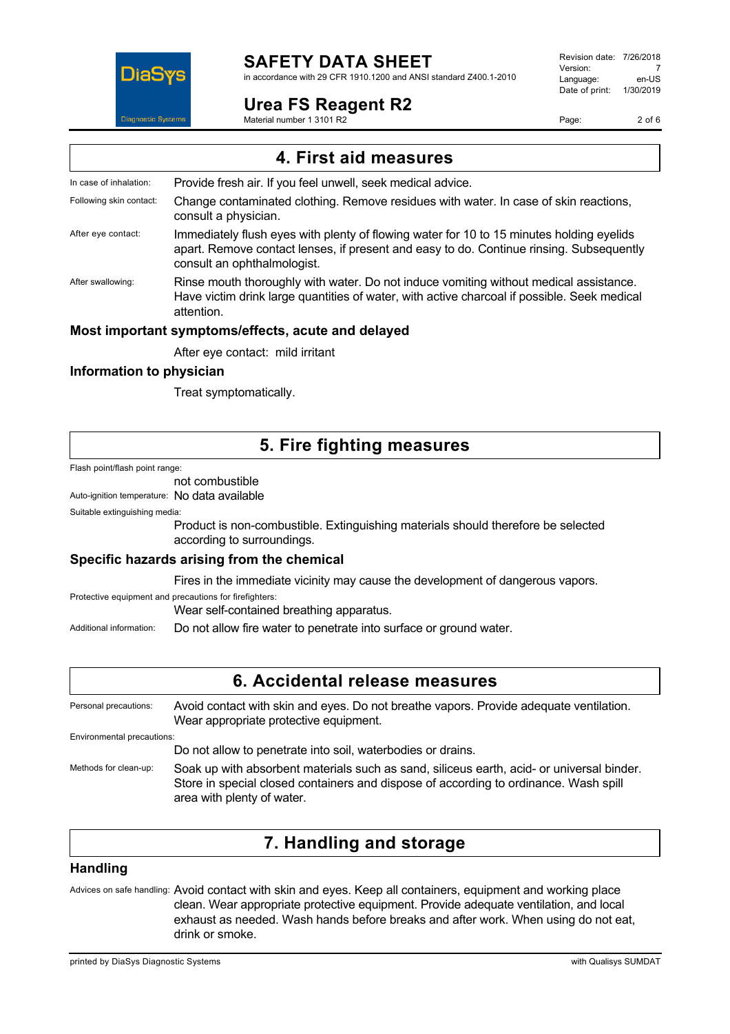## 4. First aid measures

In case of inhalation: Provide fresh air. If you feel unwell, seek medical advice.

Following skin contact: Change contaminated clothing. Remove residues with water. In case of skin reactions, consult a physician.

After eye contact: Immediately flush eyes with plenty of flowing water for 10 to 15 minutes holding eyelids apart. Remove contact lenses, if present and easy to do. Continue rinsing. Subsequently consult an ophthalmologist.

After swallowing: Rinse mouth thoroughly with water. Do not induce vomiting without medical assistance. Have victim drink large quantities of water, with active charcoal if possible. Seek medical attention.

### Most important symptoms/effects, acute and delayed

After eye contact: mild irritant

### Information to physician

Treat symptomatically.

## 5. Fire fighting measures

Flash point/flash point range:
not combustible

Auto-ignition temperature: No data available

Suitable extinguishing media:
Product is non-combustible. Extinguishing materials should therefore be selected according to surroundings.

### Specific hazards arising from the chemical

Fires in the immediate vicinity may cause the development of dangerous vapors.

Protective equipment and precautions for firefighters:
Wear self-contained breathing apparatus.

Additional information: Do not allow fire water to penetrate into surface or ground water.

## 6. Accidental release measures

Personal precautions: Avoid contact with skin and eyes. Do not breathe vapors. Provide adequate ventilation. Wear appropriate protective equipment.

Environmental precautions:
Do not allow to penetrate into soil, waterbodies or drains.

Methods for clean-up: Soak up with absorbent materials such as sand, siliceus earth, acid- or universal binder. Store in special closed containers and dispose of according to ordinance. Wash spill area with plenty of water.

## 7. Handling and storage

### Handling

Advices on safe handling: Avoid contact with skin and eyes. Keep all containers, equipment and working place clean. Wear appropriate protective equipment. Provide adequate ventilation, and local exhaust as needed. Wash hands before breaks and after work. When using do not eat, drink or smoke.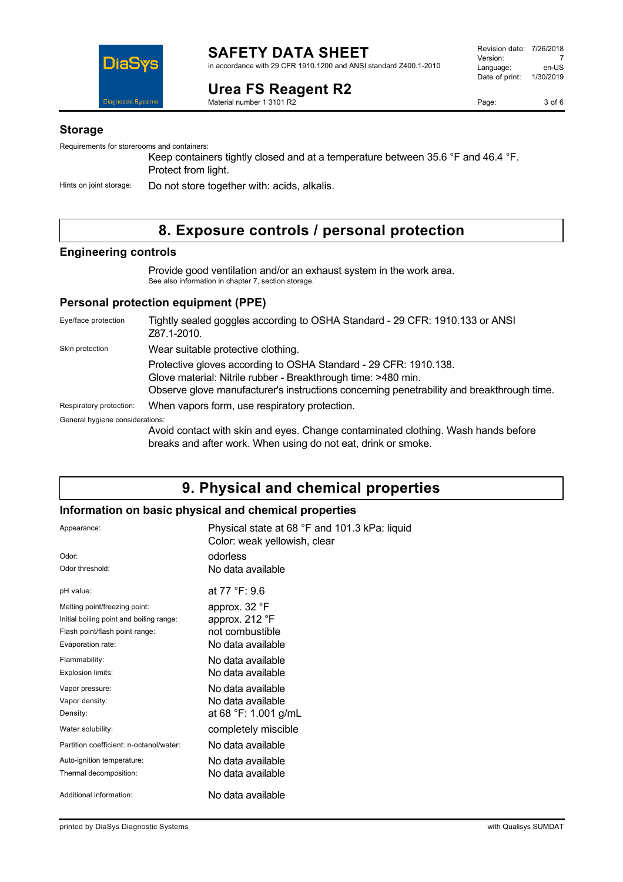### Storage

Requirements for storerooms and containers:

Keep containers tightly closed and at a temperature between 35.6 °F and 46.4 °F. Protect from light.

Hints on joint storage: Do not store together with: acids, alkalis.

## 8. Exposure controls / personal protection

### Engineering controls

Provide good ventilation and/or an exhaust system in the work area.
See also information in chapter 7, section storage.

### Personal protection equipment (PPE)

| | |
|---|---|
| Eye/face protection | Tightly sealed goggles according to OSHA Standard - 29 CFR: 1910.133 or ANSI Z87.1-2010. |
| Skin protection | Wear suitable protective clothing.<br>Protective gloves according to OSHA Standard - 29 CFR: 1910.138.<br>Glove material: Nitrile rubber - Breakthrough time: >480 min.<br>Observe glove manufacturer's instructions concerning penetrability and breakthrough time. |
| Respiratory protection: | When vapors form, use respiratory protection. |

General hygiene considerations:

Avoid contact with skin and eyes. Change contaminated clothing. Wash hands before breaks and after work. When using do not eat, drink or smoke.

## 9. Physical and chemical properties

### Information on basic physical and chemical properties

| | |
|---|---|
| Appearance: | Physical state at 68 °F and 101.3 kPa: liquid<br>Color: weak yellowish, clear |
| Odor: | odorless |
| Odor threshold: | No data available |
| pH value: | at 77 °F: 9.6 |
| Melting point/freezing point: | approx. 32 °F |
| Initial boiling point and boiling range: | approx. 212 °F |
| Flash point/flash point range: | not combustible |
| Evaporation rate: | No data available |
| Flammability: | No data available |
| Explosion limits: | No data available |
| Vapor pressure: | No data available |
| Vapor density: | No data available |
| Density: | at 68 °F: 1.001 g/mL |
| Water solubility: | completely miscible |
| Partition coefficient: n-octanol/water: | No data available |
| Auto-ignition temperature: | No data available |
| Thermal decomposition: | No data available |
| Additional information: | No data available |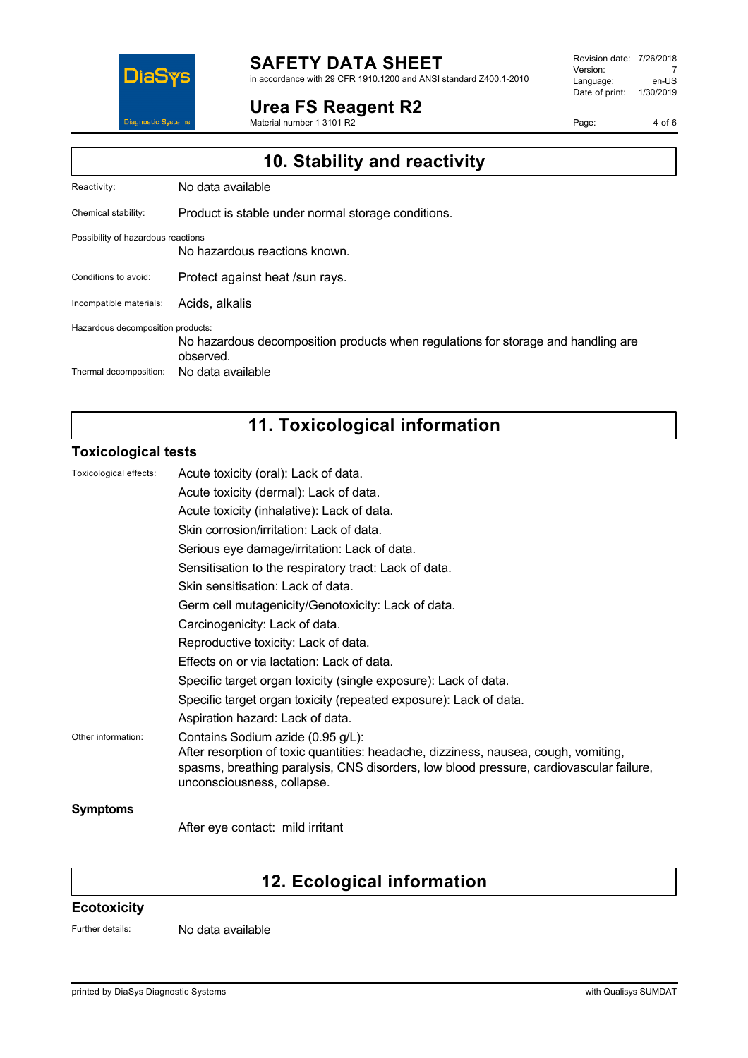# 10. Stability and reactivity

Reactivity: No data available

Chemical stability: Product is stable under normal storage conditions.

Possibility of hazardous reactions
No hazardous reactions known.

Conditions to avoid: Protect against heat /sun rays.

Incompatible materials: Acids, alkalis

Hazardous decomposition products:
No hazardous decomposition products when regulations for storage and handling are observed.

Thermal decomposition: No data available

# 11. Toxicological information

## Toxicological tests

Toxicological effects:
Acute toxicity (oral): Lack of data.
Acute toxicity (dermal): Lack of data.
Acute toxicity (inhalative): Lack of data.
Skin corrosion/irritation: Lack of data.
Serious eye damage/irritation: Lack of data.
Sensitisation to the respiratory tract: Lack of data.
Skin sensitisation: Lack of data.
Germ cell mutagenicity/Genotoxicity: Lack of data.
Carcinogenicity: Lack of data.
Reproductive toxicity: Lack of data.
Effects on or via lactation: Lack of data.
Specific target organ toxicity (single exposure): Lack of data.
Specific target organ toxicity (repeated exposure): Lack of data.
Aspiration hazard: Lack of data.

Other information: Contains Sodium azide (0.95 g/L):
After resorption of toxic quantities: headache, dizziness, nausea, cough, vomiting, spasms, breathing paralysis, CNS disorders, low blood pressure, cardiovascular failure, unconsciousness, collapse.

## Symptoms

After eye contact: mild irritant

# 12. Ecological information

## Ecotoxicity

Further details: No data available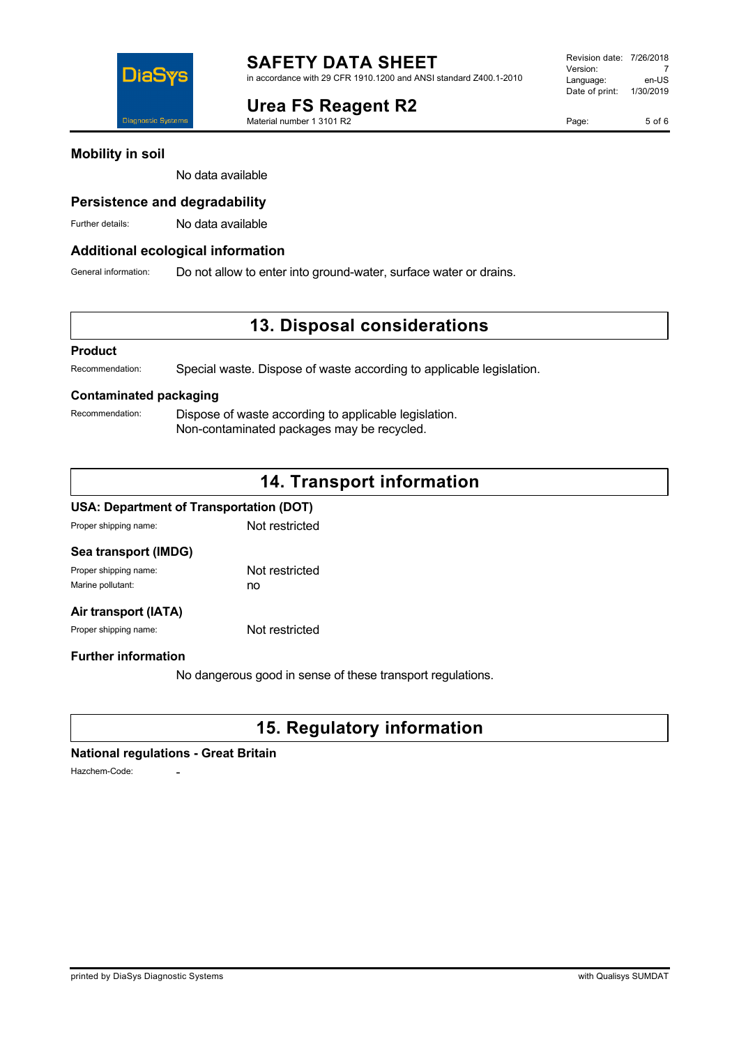### Mobility in soil

No data available

### Persistence and degradability

Further details: No data available

### Additional ecological information

General information: Do not allow to enter into ground-water, surface water or drains.

## 13. Disposal considerations

### Product

Recommendation: Special waste. Dispose of waste according to applicable legislation.

### Contaminated packaging

Recommendation: Dispose of waste according to applicable legislation.
Non-contaminated packages may be recycled.

## 14. Transport information

### USA: Department of Transportation (DOT)

Proper shipping name: Not restricted

### Sea transport (IMDG)

Proper shipping name: Not restricted
Marine pollutant: no

### Air transport (IATA)

Proper shipping name: Not restricted

### Further information

No dangerous good in sense of these transport regulations.

## 15. Regulatory information

### National regulations - Great Britain

Hazchem-Code: -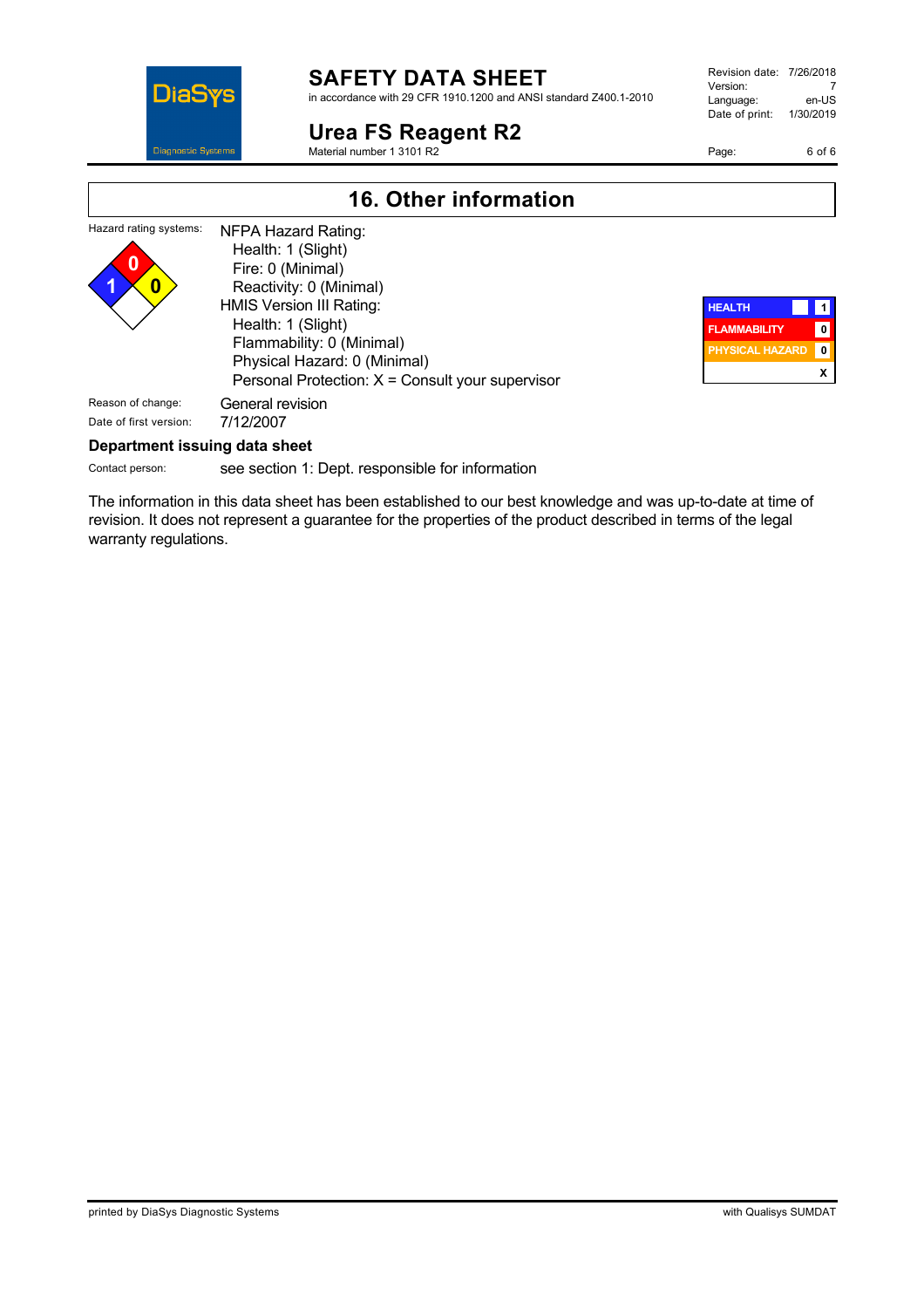## 16. Other information

Hazard rating systems:

NFPA Hazard Rating:
- Health: 1 (Slight)
- Fire: 0 (Minimal)
- Reactivity: 0 (Minimal)

HMIS Version III Rating:
- Health: 1 (Slight)
- Flammability: 0 (Minimal)
- Physical Hazard: 0 (Minimal)
- Personal Protection: X = Consult your supervisor

HEALTH 1
FLAMMABILITY 0
PHYSICAL HAZARD 0
X

Reason of change: General revision

Date of first version: 7/12/2007

**Department issuing data sheet**

Contact person: see section 1: Dept. responsible for information

The information in this data sheet has been established to our best knowledge and was up-to-date at time of revision. It does not represent a guarantee for the properties of the product described in terms of the legal warranty regulations.